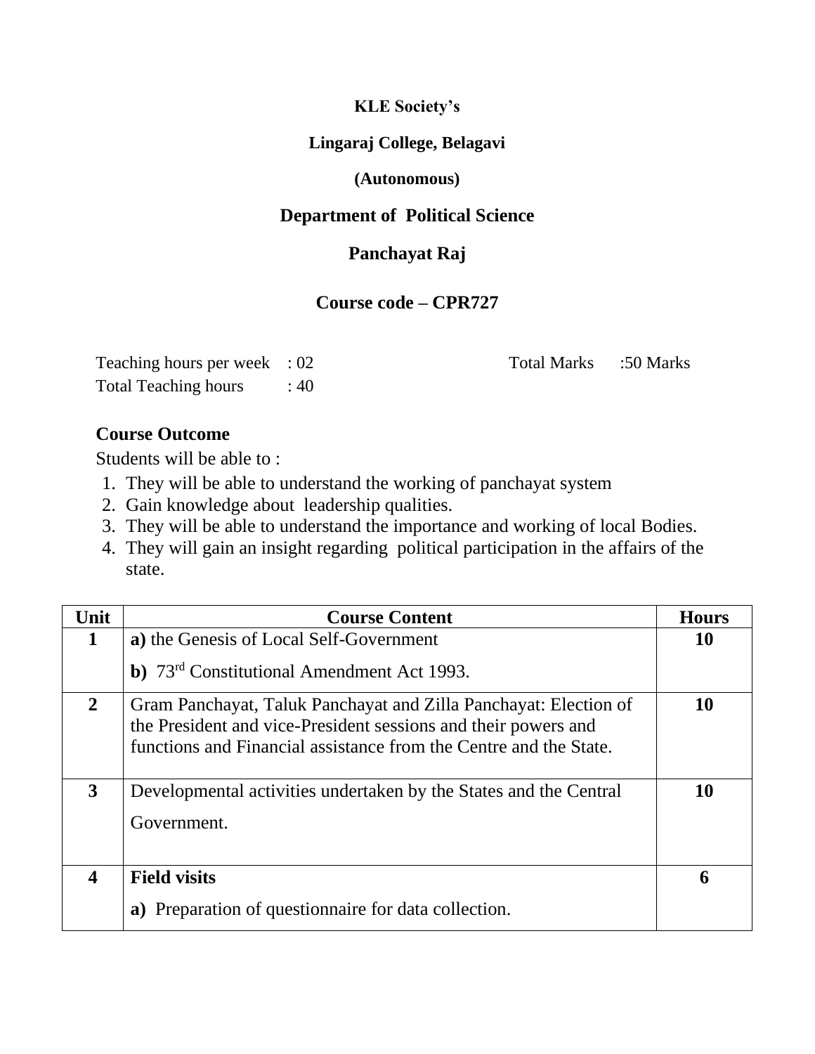**KLE Society's**

**Lingaraj College, Belagavi**

**(Autonomous)**

## Department of Political Science

## Panchayat Raj

## Course code – CPR727

Teaching hours per week : 02 | Total Marks :50 Marks

Total Teaching hours : 40

### Course Outcome

Students will be able to :

1. They will be able to understand the working of panchayat system
2. Gain knowledge about leadership qualities.
3. They will be able to understand the importance and working of local Bodies.
4. They will gain an insight regarding political participation in the affairs of the state.

| Unit | Course Content | Hours |
|---|---|---|
| **1** | **a)** the Genesis of Local Self-Government<br>**b)** 73rd Constitutional Amendment Act 1993. | **10** |
| **2** | Gram Panchayat, Taluk Panchayat and Zilla Panchayat: Election of the President and vice-President sessions and their powers and functions and Financial assistance from the Centre and the State. | **10** |
| **3** | Developmental activities undertaken by the States and the Central Government. | **10** |
| **4** | **Field visits**<br>**a)** Preparation of questionnaire for data collection. | **6** |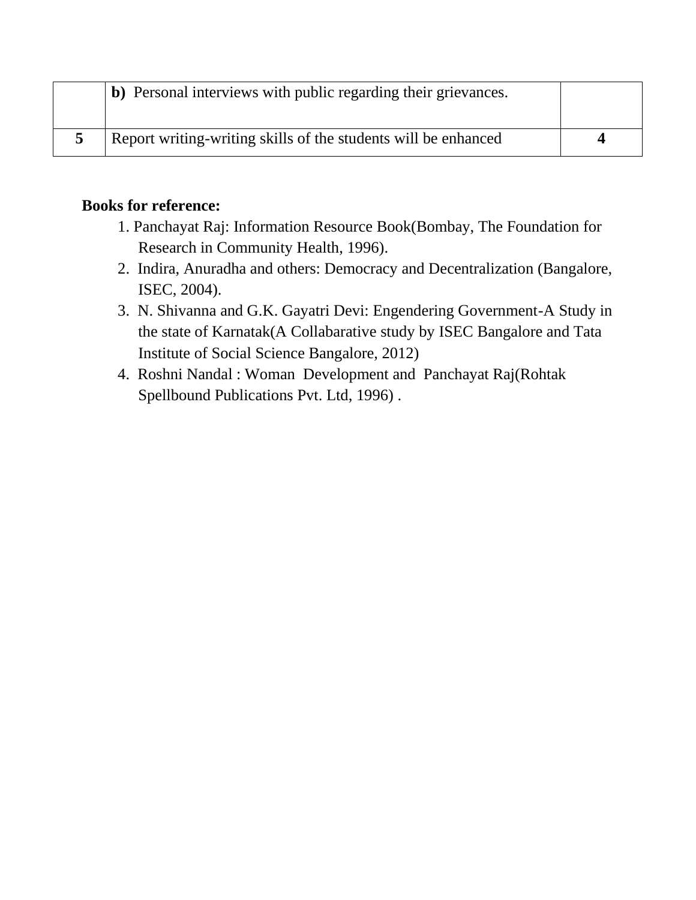| | | |
|---|---|---|
| | **b)** Personal interviews with public regarding their grievances. | |
| **5** | Report writing-writing skills of the students will be enhanced | **4** |

**Books for reference:**

1. Panchayat Raj: Information Resource Book(Bombay, The Foundation for Research in Community Health, 1996).
2. Indira, Anuradha and others: Democracy and Decentralization (Bangalore, ISEC, 2004).
3. N. Shivanna and G.K. Gayatri Devi: Engendering Government-A Study in the state of Karnatak(A Collabarative study by ISEC Bangalore and Tata Institute of Social Science Bangalore, 2012)
4. Roshni Nandal : Woman Development and Panchayat Raj(Rohtak Spellbound Publications Pvt. Ltd, 1996) .